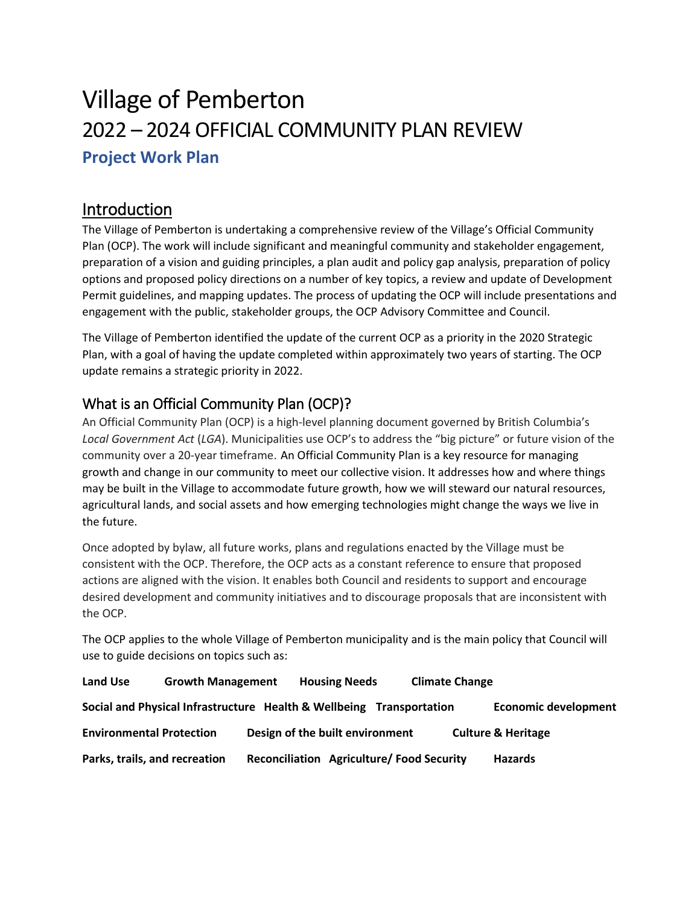# Village of Pemberton

# 2022 – 2024 OFFICIAL COMMUNITY PLAN REVIEW

### Project Work Plan

## Introduction

The Village of Pemberton is undertaking a comprehensive review of the Village's Official Community Plan (OCP). The work will include significant and meaningful community and stakeholder engagement, preparation of a vision and guiding principles, a plan audit and policy gap analysis, preparation of policy options and proposed policy directions on a number of key topics, a review and update of Development Permit guidelines, and mapping updates. The process of updating the OCP will include presentations and engagement with the public, stakeholder groups, the OCP Advisory Committee and Council.

The Village of Pemberton identified the update of the current OCP as a priority in the 2020 Strategic Plan, with a goal of having the update completed within approximately two years of starting. The OCP update remains a strategic priority in 2022.

## What is an Official Community Plan (OCP)?

An Official Community Plan (OCP) is a high-level planning document governed by British Columbia's *Local Government Act* (*LGA*). Municipalities use OCP's to address the "big picture" or future vision of the community over a 20-year timeframe. An Official Community Plan is a key resource for managing growth and change in our community to meet our collective vision. It addresses how and where things may be built in the Village to accommodate future growth, how we will steward our natural resources, agricultural lands, and social assets and how emerging technologies might change the ways we live in the future.

Once adopted by bylaw, all future works, plans and regulations enacted by the Village must be consistent with the OCP. Therefore, the OCP acts as a constant reference to ensure that proposed actions are aligned with the vision. It enables both Council and residents to support and encourage desired development and community initiatives and to discourage proposals that are inconsistent with the OCP.

The OCP applies to the whole Village of Pemberton municipality and is the main policy that Council will use to guide decisions on topics such as:

**Land Use** **Growth Management** **Housing Needs** **Climate Change**

**Social and Physical Infrastructure** **Health & Wellbeing** **Transportation** **Economic development**

**Environmental Protection** **Design of the built environment** **Culture & Heritage**

**Parks, trails, and recreation** **Reconciliation** **Agriculture/ Food Security** **Hazards**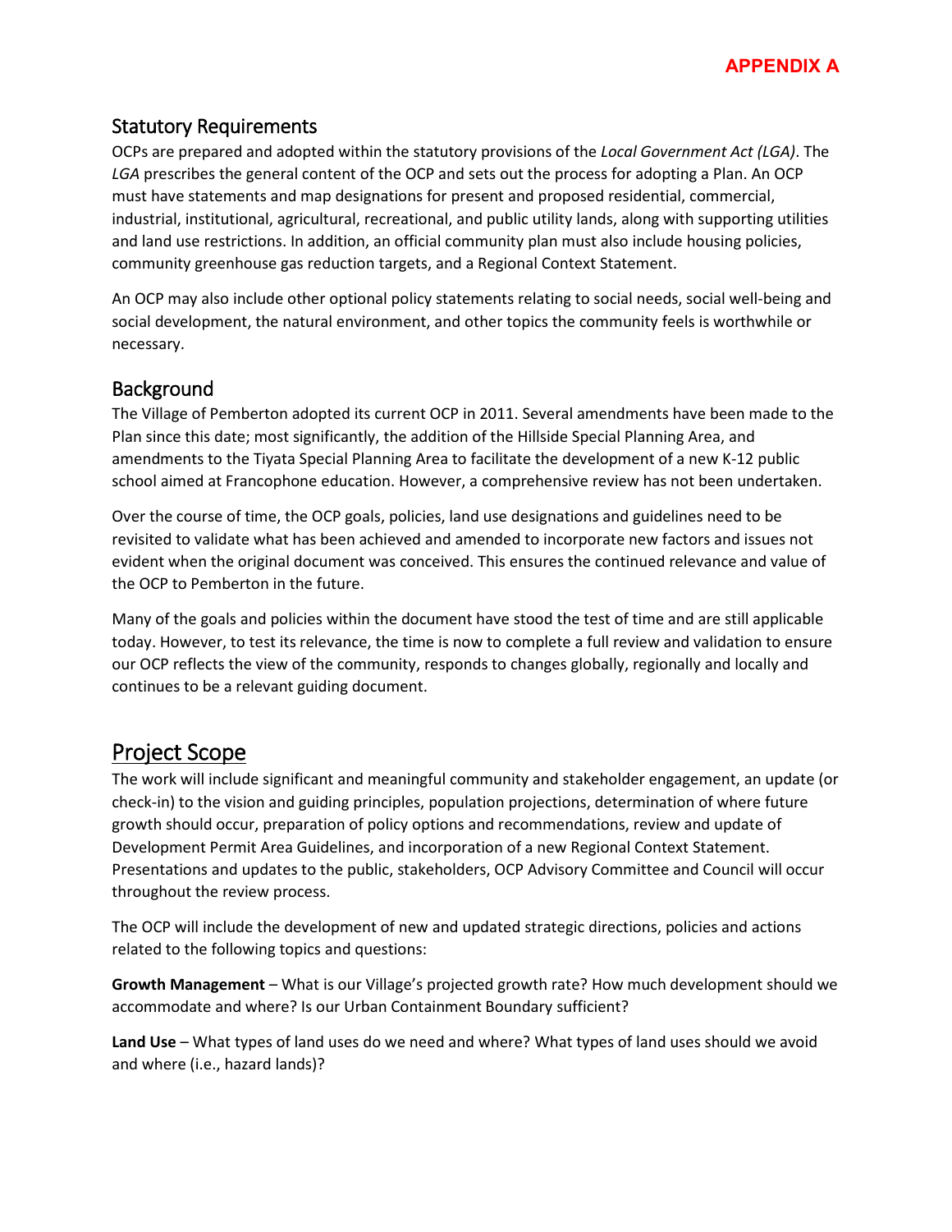## Statutory Requirements

OCPs are prepared and adopted within the statutory provisions of the *Local Government Act (LGA)*. The *LGA* prescribes the general content of the OCP and sets out the process for adopting a Plan. An OCP must have statements and map designations for present and proposed residential, commercial, industrial, institutional, agricultural, recreational, and public utility lands, along with supporting utilities and land use restrictions. In addition, an official community plan must also include housing policies, community greenhouse gas reduction targets, and a Regional Context Statement.

An OCP may also include other optional policy statements relating to social needs, social well-being and social development, the natural environment, and other topics the community feels is worthwhile or necessary.

## Background

The Village of Pemberton adopted its current OCP in 2011. Several amendments have been made to the Plan since this date; most significantly, the addition of the Hillside Special Planning Area, and amendments to the Tiyata Special Planning Area to facilitate the development of a new K-12 public school aimed at Francophone education. However, a comprehensive review has not been undertaken.

Over the course of time, the OCP goals, policies, land use designations and guidelines need to be revisited to validate what has been achieved and amended to incorporate new factors and issues not evident when the original document was conceived. This ensures the continued relevance and value of the OCP to Pemberton in the future.

Many of the goals and policies within the document have stood the test of time and are still applicable today. However, to test its relevance, the time is now to complete a full review and validation to ensure our OCP reflects the view of the community, responds to changes globally, regionally and locally and continues to be a relevant guiding document.

# Project Scope

The work will include significant and meaningful community and stakeholder engagement, an update (or check-in) to the vision and guiding principles, population projections, determination of where future growth should occur, preparation of policy options and recommendations, review and update of Development Permit Area Guidelines, and incorporation of a new Regional Context Statement. Presentations and updates to the public, stakeholders, OCP Advisory Committee and Council will occur throughout the review process.

The OCP will include the development of new and updated strategic directions, policies and actions related to the following topics and questions:

**Growth Management** – What is our Village's projected growth rate? How much development should we accommodate and where? Is our Urban Containment Boundary sufficient?

**Land Use** – What types of land uses do we need and where? What types of land uses should we avoid and where (i.e., hazard lands)?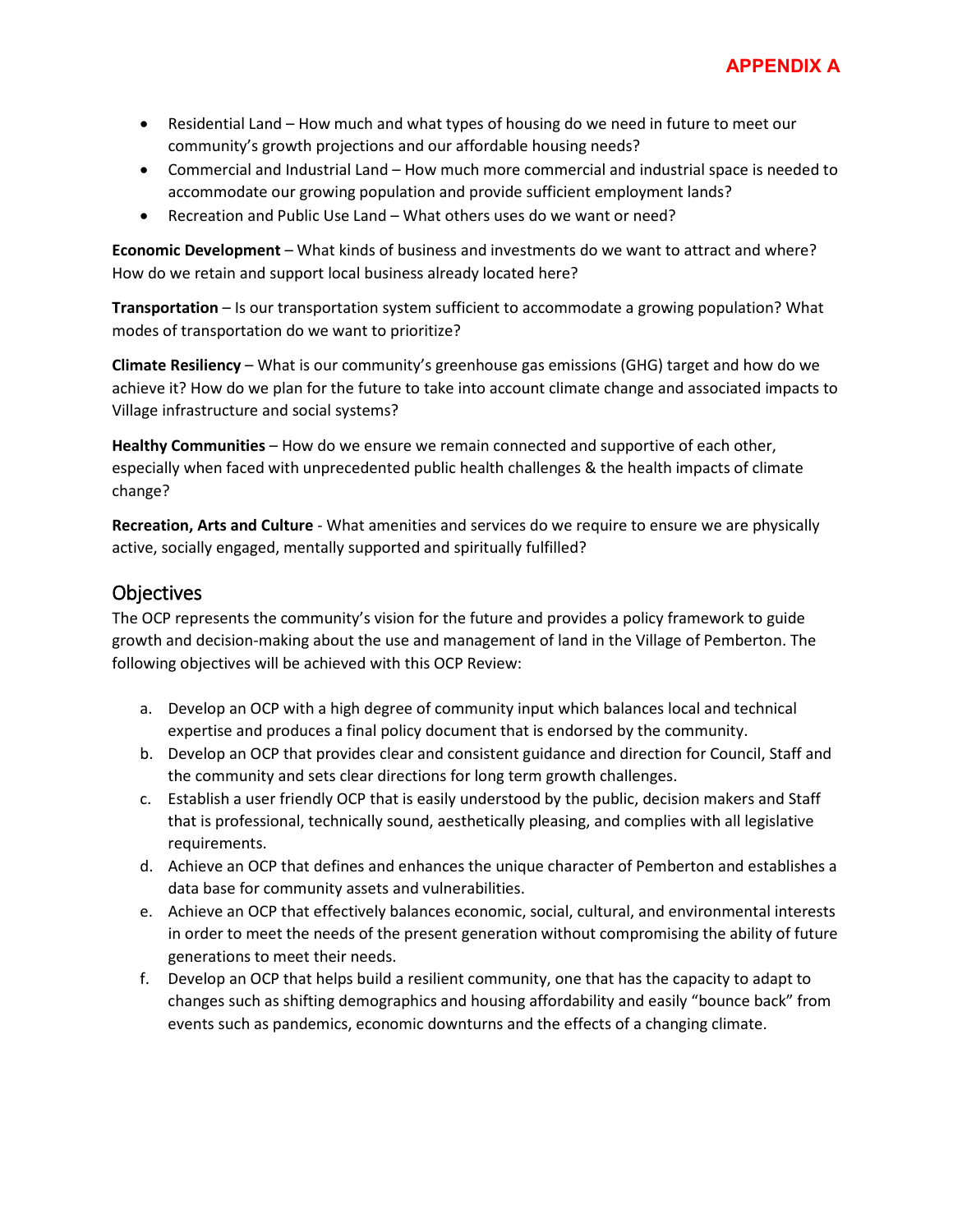- Residential Land – How much and what types of housing do we need in future to meet our community's growth projections and our affordable housing needs?
- Commercial and Industrial Land – How much more commercial and industrial space is needed to accommodate our growing population and provide sufficient employment lands?
- Recreation and Public Use Land – What others uses do we want or need?

**Economic Development** – What kinds of business and investments do we want to attract and where? How do we retain and support local business already located here?

**Transportation** – Is our transportation system sufficient to accommodate a growing population? What modes of transportation do we want to prioritize?

**Climate Resiliency** – What is our community's greenhouse gas emissions (GHG) target and how do we achieve it? How do we plan for the future to take into account climate change and associated impacts to Village infrastructure and social systems?

**Healthy Communities** – How do we ensure we remain connected and supportive of each other, especially when faced with unprecedented public health challenges & the health impacts of climate change?

**Recreation, Arts and Culture** - What amenities and services do we require to ensure we are physically active, socially engaged, mentally supported and spiritually fulfilled?

## Objectives

The OCP represents the community's vision for the future and provides a policy framework to guide growth and decision-making about the use and management of land in the Village of Pemberton. The following objectives will be achieved with this OCP Review:

a. Develop an OCP with a high degree of community input which balances local and technical expertise and produces a final policy document that is endorsed by the community.
b. Develop an OCP that provides clear and consistent guidance and direction for Council, Staff and the community and sets clear directions for long term growth challenges.
c. Establish a user friendly OCP that is easily understood by the public, decision makers and Staff that is professional, technically sound, aesthetically pleasing, and complies with all legislative requirements.
d. Achieve an OCP that defines and enhances the unique character of Pemberton and establishes a data base for community assets and vulnerabilities.
e. Achieve an OCP that effectively balances economic, social, cultural, and environmental interests in order to meet the needs of the present generation without compromising the ability of future generations to meet their needs.
f. Develop an OCP that helps build a resilient community, one that has the capacity to adapt to changes such as shifting demographics and housing affordability and easily "bounce back" from events such as pandemics, economic downturns and the effects of a changing climate.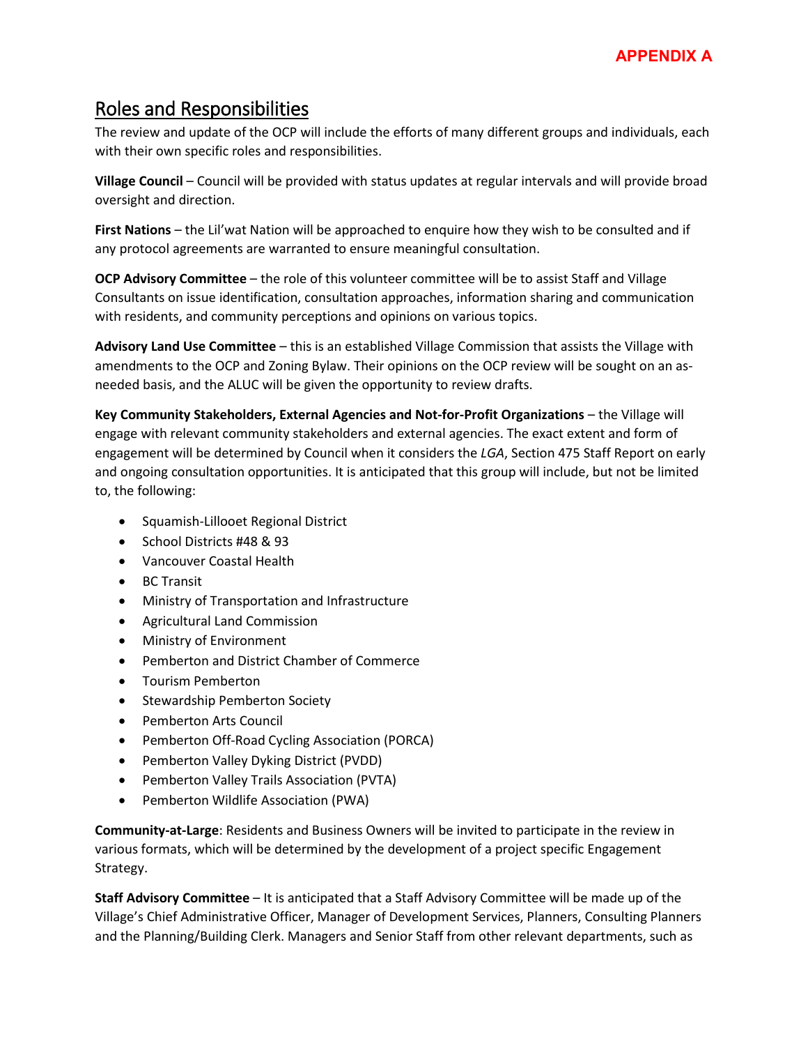**APPENDIX A**

## Roles and Responsibilities

The review and update of the OCP will include the efforts of many different groups and individuals, each with their own specific roles and responsibilities.

**Village Council** – Council will be provided with status updates at regular intervals and will provide broad oversight and direction.

**First Nations** – the Lil'wat Nation will be approached to enquire how they wish to be consulted and if any protocol agreements are warranted to ensure meaningful consultation.

**OCP Advisory Committee** – the role of this volunteer committee will be to assist Staff and Village Consultants on issue identification, consultation approaches, information sharing and communication with residents, and community perceptions and opinions on various topics.

**Advisory Land Use Committee** – this is an established Village Commission that assists the Village with amendments to the OCP and Zoning Bylaw. Their opinions on the OCP review will be sought on an as-needed basis, and the ALUC will be given the opportunity to review drafts.

**Key Community Stakeholders, External Agencies and Not-for-Profit Organizations** – the Village will engage with relevant community stakeholders and external agencies. The exact extent and form of engagement will be determined by Council when it considers the *LGA*, Section 475 Staff Report on early and ongoing consultation opportunities. It is anticipated that this group will include, but not be limited to, the following:

- Squamish-Lillooet Regional District
- School Districts #48 & 93
- Vancouver Coastal Health
- BC Transit
- Ministry of Transportation and Infrastructure
- Agricultural Land Commission
- Ministry of Environment
- Pemberton and District Chamber of Commerce
- Tourism Pemberton
- Stewardship Pemberton Society
- Pemberton Arts Council
- Pemberton Off-Road Cycling Association (PORCA)
- Pemberton Valley Dyking District (PVDD)
- Pemberton Valley Trails Association (PVTA)
- Pemberton Wildlife Association (PWA)

**Community-at-Large**: Residents and Business Owners will be invited to participate in the review in various formats, which will be determined by the development of a project specific Engagement Strategy.

**Staff Advisory Committee** – It is anticipated that a Staff Advisory Committee will be made up of the Village's Chief Administrative Officer, Manager of Development Services, Planners, Consulting Planners and the Planning/Building Clerk. Managers and Senior Staff from other relevant departments, such as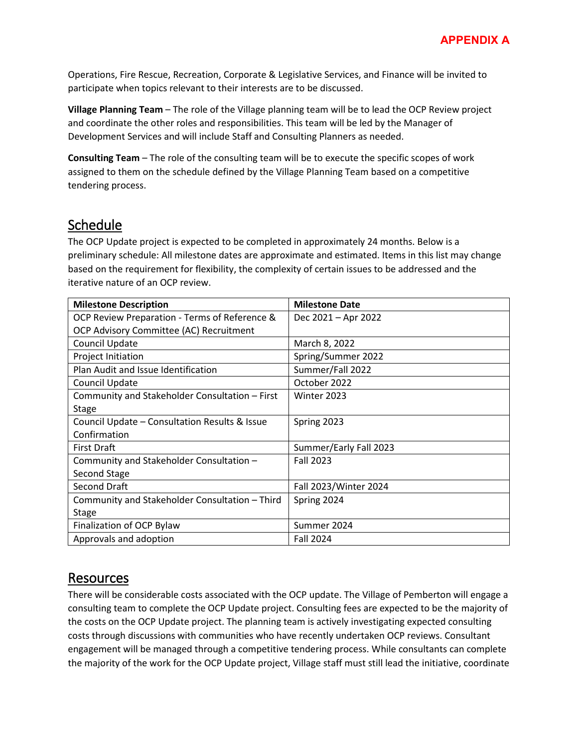Operations, Fire Rescue, Recreation, Corporate & Legislative Services, and Finance will be invited to participate when topics relevant to their interests are to be discussed.

**Village Planning Team** – The role of the Village planning team will be to lead the OCP Review project and coordinate the other roles and responsibilities. This team will be led by the Manager of Development Services and will include Staff and Consulting Planners as needed.

**Consulting Team** – The role of the consulting team will be to execute the specific scopes of work assigned to them on the schedule defined by the Village Planning Team based on a competitive tendering process.

## Schedule

The OCP Update project is expected to be completed in approximately 24 months. Below is a preliminary schedule: All milestone dates are approximate and estimated. Items in this list may change based on the requirement for flexibility, the complexity of certain issues to be addressed and the iterative nature of an OCP review.

| Milestone Description | Milestone Date |
|---|---|
| OCP Review Preparation - Terms of Reference & OCP Advisory Committee (AC) Recruitment | Dec 2021 – Apr 2022 |
| Council Update | March 8, 2022 |
| Project Initiation | Spring/Summer 2022 |
| Plan Audit and Issue Identification | Summer/Fall 2022 |
| Council Update | October 2022 |
| Community and Stakeholder Consultation – First Stage | Winter 2023 |
| Council Update – Consultation Results & Issue Confirmation | Spring 2023 |
| First Draft | Summer/Early Fall 2023 |
| Community and Stakeholder Consultation – Second Stage | Fall 2023 |
| Second Draft | Fall 2023/Winter 2024 |
| Community and Stakeholder Consultation – Third Stage | Spring 2024 |
| Finalization of OCP Bylaw | Summer 2024 |
| Approvals and adoption | Fall 2024 |

## Resources

There will be considerable costs associated with the OCP update. The Village of Pemberton will engage a consulting team to complete the OCP Update project. Consulting fees are expected to be the majority of the costs on the OCP Update project. The planning team is actively investigating expected consulting costs through discussions with communities who have recently undertaken OCP reviews. Consultant engagement will be managed through a competitive tendering process. While consultants can complete the majority of the work for the OCP Update project, Village staff must still lead the initiative, coordinate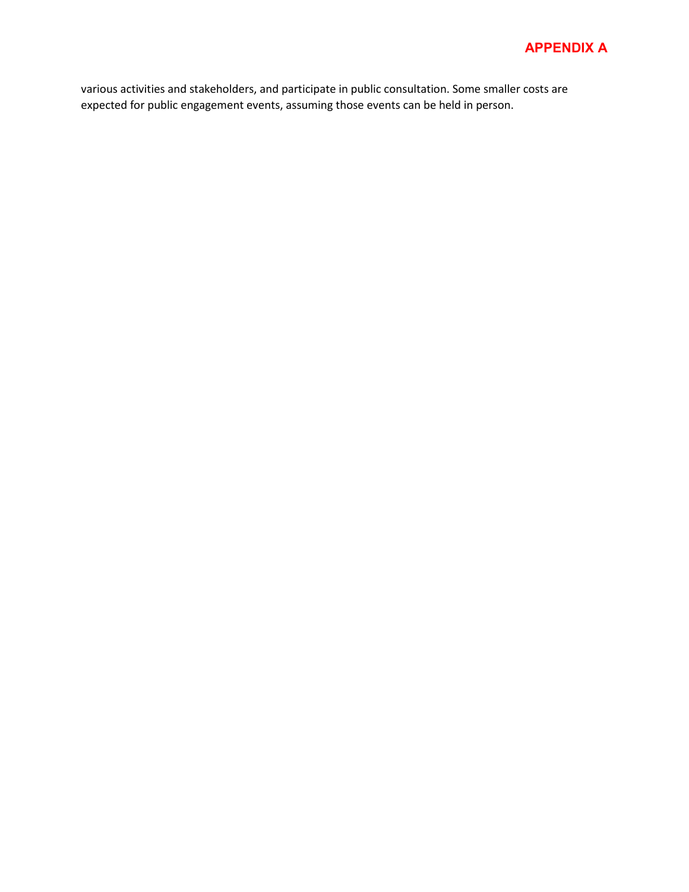various activities and stakeholders, and participate in public consultation. Some smaller costs are expected for public engagement events, assuming those events can be held in person.